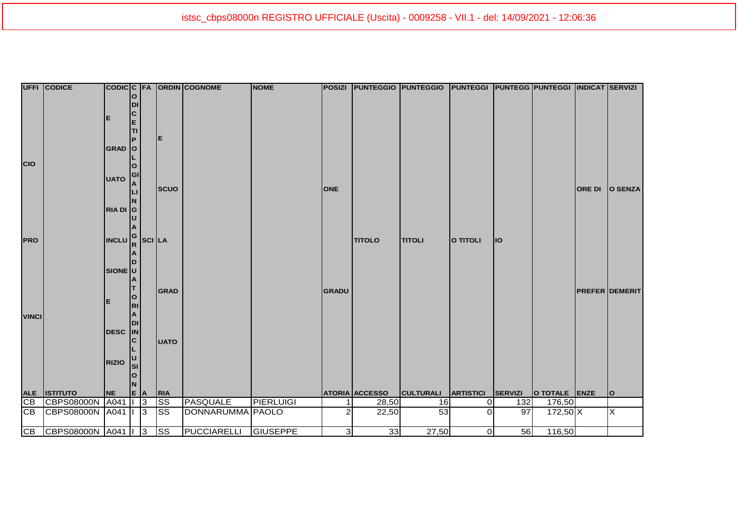istsc_cbps08000n REGISTRO UFFICIALE (Uscita) - 0009258 - VII.1 - del: 14/09/2021 - 12:06:36

| UFFICIO PROVINCIALE | CODICE ISTITUTO | CODICE GRADUATORIA DI INCLUSIONE E DESCRIZIONE | CODICE TIPOLOGIA GRADUATORIA DI INCLUSIONE | FASCIA | ORDINE SCUOLA GRADUATORIA | COGNOME | NOME | POSIZIONE GRADUATORIA | PUNTEGGIO TITOLO ACCESSO | PUNTEGGIO TITOLI CULTURALI | PUNTEGGIO TITOLI ARTISTICI | PUNTEGGIO SERVIZI | PUNTEGGIO TOTALE | INDICATORE DI PREFERENZE | SERVIZIO SENZA DEMERITO |
|---|---|---|---|---|---|---|---|---|---|---|---|---|---|---|---|
| CB | CBPS08000N | A041 | I | 3 | SS | PASQUALE | PIERLUIGI | 1 | 28,50 | 16 | 0 | 132 | 176,50 | | |
| CB | CBPS08000N | A041 | I | 3 | SS | DONNARUMMA | PAOLO | 2 | 22,50 | 53 | 0 | 97 | 172,50 | X | X |
| CB | CBPS08000N | A041 | I | 3 | SS | PUCCIARELLI | GIUSEPPE | 3 | 33 | 27,50 | 0 | 56 | 116,50 | | |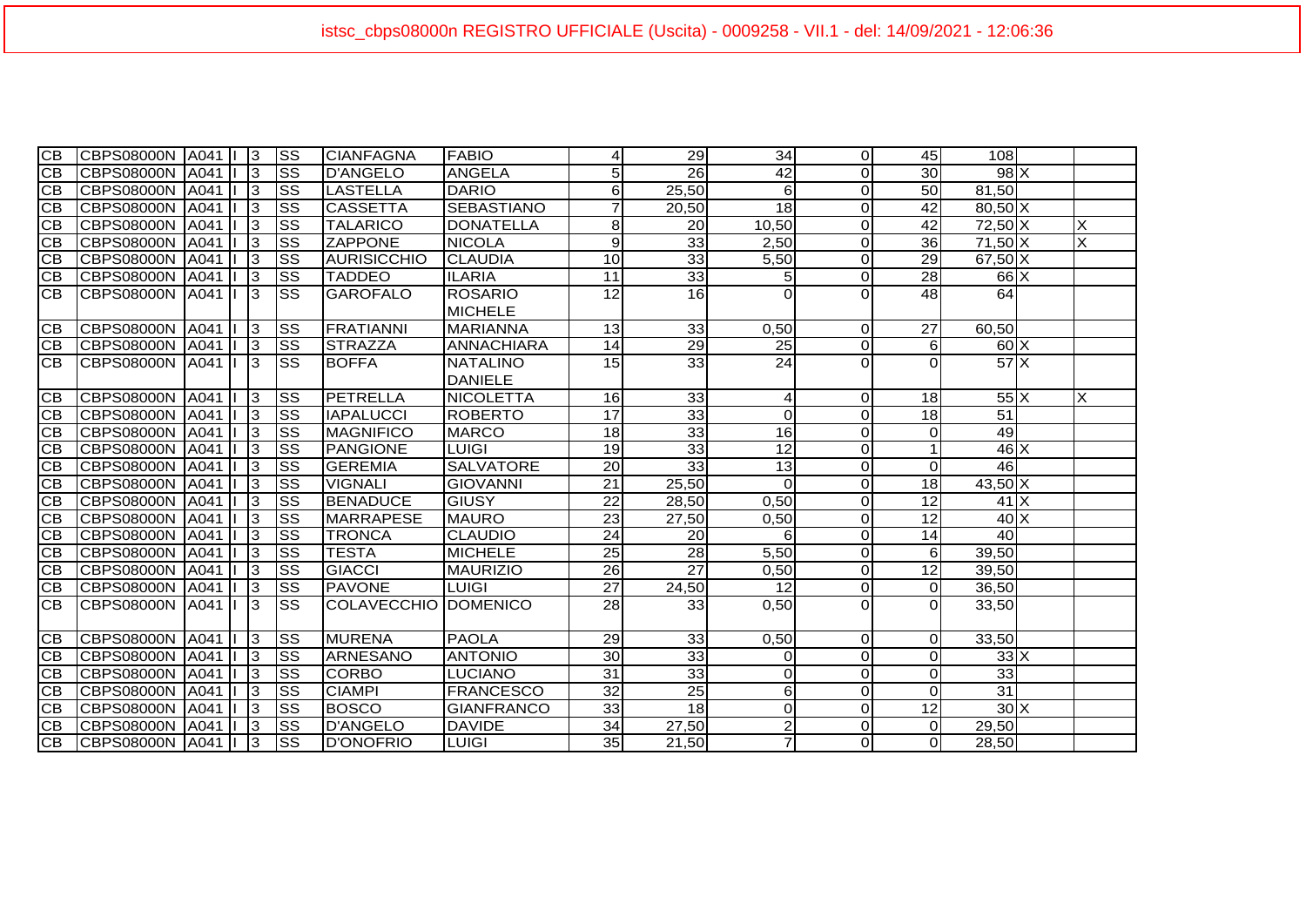| | | | | | | | | | | | | | | | |
|---|---|---|---|---|---|---|---|---|---|---|---|---|---|---|---|
| CB | CBPS08000N | A041 | I | 3 | SS | CIANFAGNA | FABIO | 4 | 29 | 34 | 0 | 45 | 108 | | |
| CB | CBPS08000N | A041 | I | 3 | SS | D'ANGELO | ANGELA | 5 | 26 | 42 | 0 | 30 | 98 | X | |
| CB | CBPS08000N | A041 | I | 3 | SS | LASTELLA | DARIO | 6 | 25,50 | 6 | 0 | 50 | 81,50 | | |
| CB | CBPS08000N | A041 | I | 3 | SS | CASSETTA | SEBASTIANO | 7 | 20,50 | 18 | 0 | 42 | 80,50 | X | |
| CB | CBPS08000N | A041 | I | 3 | SS | TALARICO | DONATELLA | 8 | 20 | 10,50 | 0 | 42 | 72,50 | X | X |
| CB | CBPS08000N | A041 | I | 3 | SS | ZAPPONE | NICOLA | 9 | 33 | 2,50 | 0 | 36 | 71,50 | X | X |
| CB | CBPS08000N | A041 | I | 3 | SS | AURISICCHIO | CLAUDIA | 10 | 33 | 5,50 | 0 | 29 | 67,50 | X | |
| CB | CBPS08000N | A041 | I | 3 | SS | TADDEO | ILARIA | 11 | 33 | 5 | 0 | 28 | 66 | X | |
| CB | CBPS08000N | A041 | I | 3 | SS | GAROFALO | ROSARIO MICHELE | 12 | 16 | 0 | 0 | 48 | 64 | | |
| CB | CBPS08000N | A041 | I | 3 | SS | FRATIANNI | MARIANNA | 13 | 33 | 0,50 | 0 | 27 | 60,50 | | |
| CB | CBPS08000N | A041 | I | 3 | SS | STRAZZA | ANNACHIARA | 14 | 29 | 25 | 0 | 6 | 60 | X | |
| CB | CBPS08000N | A041 | I | 3 | SS | BOFFA | NATALINO DANIELE | 15 | 33 | 24 | 0 | 0 | 57 | X | |
| CB | CBPS08000N | A041 | I | 3 | SS | PETRELLA | NICOLETTA | 16 | 33 | 4 | 0 | 18 | 55 | X | X |
| CB | CBPS08000N | A041 | I | 3 | SS | IAPALUCCI | ROBERTO | 17 | 33 | 0 | 0 | 18 | 51 | | |
| CB | CBPS08000N | A041 | I | 3 | SS | MAGNIFICO | MARCO | 18 | 33 | 16 | 0 | 0 | 49 | | |
| CB | CBPS08000N | A041 | I | 3 | SS | PANGIONE | LUIGI | 19 | 33 | 12 | 0 | 1 | 46 | X | |
| CB | CBPS08000N | A041 | I | 3 | SS | GEREMIA | SALVATORE | 20 | 33 | 13 | 0 | 0 | 46 | | |
| CB | CBPS08000N | A041 | I | 3 | SS | VIGNALI | GIOVANNI | 21 | 25,50 | 0 | 0 | 18 | 43,50 | X | |
| CB | CBPS08000N | A041 | I | 3 | SS | BENADUCE | GIUSY | 22 | 28,50 | 0,50 | 0 | 12 | 41 | X | |
| CB | CBPS08000N | A041 | I | 3 | SS | MARRAPESE | MAURO | 23 | 27,50 | 0,50 | 0 | 12 | 40 | X | |
| CB | CBPS08000N | A041 | I | 3 | SS | TRONCA | CLAUDIO | 24 | 20 | 6 | 0 | 14 | 40 | | |
| CB | CBPS08000N | A041 | I | 3 | SS | TESTA | MICHELE | 25 | 28 | 5,50 | 0 | 6 | 39,50 | | |
| CB | CBPS08000N | A041 | I | 3 | SS | GIACCI | MAURIZIO | 26 | 27 | 0,50 | 0 | 12 | 39,50 | | |
| CB | CBPS08000N | A041 | I | 3 | SS | PAVONE | LUIGI | 27 | 24,50 | 12 | 0 | 0 | 36,50 | | |
| CB | CBPS08000N | A041 | I | 3 | SS | COLAVECCHIO | DOMENICO | 28 | 33 | 0,50 | 0 | 0 | 33,50 | | |
| CB | CBPS08000N | A041 | I | 3 | SS | MURENA | PAOLA | 29 | 33 | 0,50 | 0 | 0 | 33,50 | | |
| CB | CBPS08000N | A041 | I | 3 | SS | ARNESANO | ANTONIO | 30 | 33 | 0 | 0 | 0 | 33 | X | |
| CB | CBPS08000N | A041 | I | 3 | SS | CORBO | LUCIANO | 31 | 33 | 0 | 0 | 0 | 33 | | |
| CB | CBPS08000N | A041 | I | 3 | SS | CIAMPI | FRANCESCO | 32 | 25 | 6 | 0 | 0 | 31 | | |
| CB | CBPS08000N | A041 | I | 3 | SS | BOSCO | GIANFRANCO | 33 | 18 | 0 | 0 | 12 | 30 | X | |
| CB | CBPS08000N | A041 | I | 3 | SS | D'ANGELO | DAVIDE | 34 | 27,50 | 2 | 0 | 0 | 29,50 | | |
| CB | CBPS08000N | A041 | I | 3 | SS | D'ONOFRIO | LUIGI | 35 | 21,50 | 7 | 0 | 0 | 28,50 | | |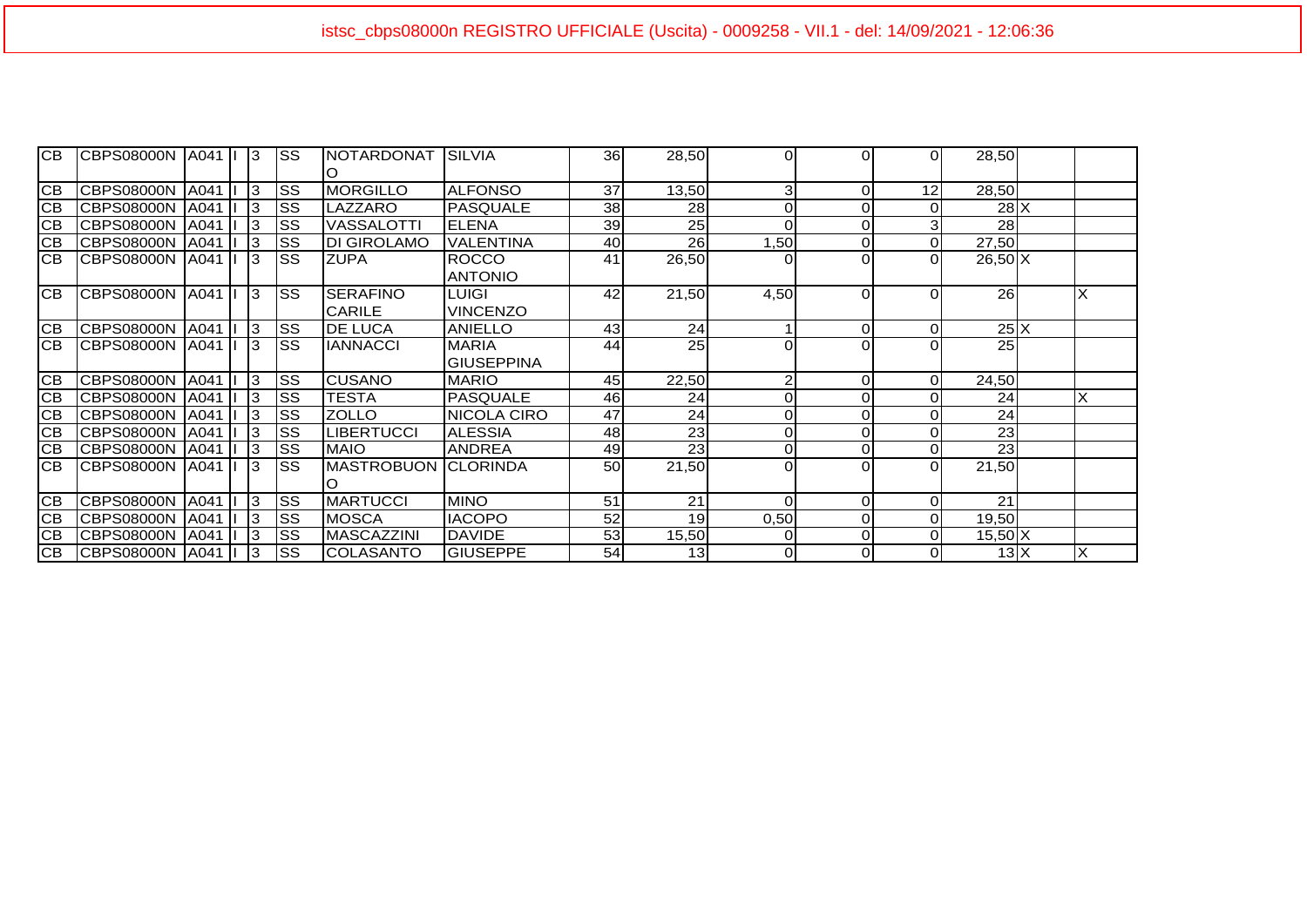| | | | | | | | | | | | | | | | |
|---|---|---|---|---|---|---|---|---|---|---|---|---|---|---|---|
| CB | CBPS08000N | A041 | I | 3 | SS | NOTARDONATO | SILVIA | 36 | 28,50 | 0 | 0 | 0 | 28,50 | | |
| CB | CBPS08000N | A041 | I | 3 | SS | MORGILLO | ALFONSO | 37 | 13,50 | 3 | 0 | 12 | 28,50 | | |
| CB | CBPS08000N | A041 | I | 3 | SS | LAZZARO | PASQUALE | 38 | 28 | 0 | 0 | 0 | 28 | X | |
| CB | CBPS08000N | A041 | I | 3 | SS | VASSALOTTI | ELENA | 39 | 25 | 0 | 0 | 3 | 28 | | |
| CB | CBPS08000N | A041 | I | 3 | SS | DI GIROLAMO | VALENTINA | 40 | 26 | 1,50 | 0 | 0 | 27,50 | | |
| CB | CBPS08000N | A041 | I | 3 | SS | ZUPA | ROCCO ANTONIO | 41 | 26,50 | 0 | 0 | 0 | 26,50 | X | |
| CB | CBPS08000N | A041 | I | 3 | SS | SERAFINO CARILE | LUIGI VINCENZO | 42 | 21,50 | 4,50 | 0 | 0 | 26 | | X |
| CB | CBPS08000N | A041 | I | 3 | SS | DE LUCA | ANIELLO | 43 | 24 | 1 | 0 | 0 | 25 | X | |
| CB | CBPS08000N | A041 | I | 3 | SS | IANNACCI | MARIA GIUSEPPINA | 44 | 25 | 0 | 0 | 0 | 25 | | |
| CB | CBPS08000N | A041 | I | 3 | SS | CUSANO | MARIO | 45 | 22,50 | 2 | 0 | 0 | 24,50 | | |
| CB | CBPS08000N | A041 | I | 3 | SS | TESTA | PASQUALE | 46 | 24 | 0 | 0 | 0 | 24 | | X |
| CB | CBPS08000N | A041 | I | 3 | SS | ZOLLO | NICOLA CIRO | 47 | 24 | 0 | 0 | 0 | 24 | | |
| CB | CBPS08000N | A041 | I | 3 | SS | LIBERTUCCI | ALESSIA | 48 | 23 | 0 | 0 | 0 | 23 | | |
| CB | CBPS08000N | A041 | I | 3 | SS | MAIO | ANDREA | 49 | 23 | 0 | 0 | 0 | 23 | | |
| CB | CBPS08000N | A041 | I | 3 | SS | MASTROBUONO | CLORINDA | 50 | 21,50 | 0 | 0 | 0 | 21,50 | | |
| CB | CBPS08000N | A041 | I | 3 | SS | MARTUCCI | MINO | 51 | 21 | 0 | 0 | 0 | 21 | | |
| CB | CBPS08000N | A041 | I | 3 | SS | MOSCA | IACOPO | 52 | 19 | 0,50 | 0 | 0 | 19,50 | | |
| CB | CBPS08000N | A041 | I | 3 | SS | MASCAZZINI | DAVIDE | 53 | 15,50 | 0 | 0 | 0 | 15,50 | X | |
| CB | CBPS08000N | A041 | I | 3 | SS | COLASANTO | GIUSEPPE | 54 | 13 | 0 | 0 | 0 | 13 | X | X |